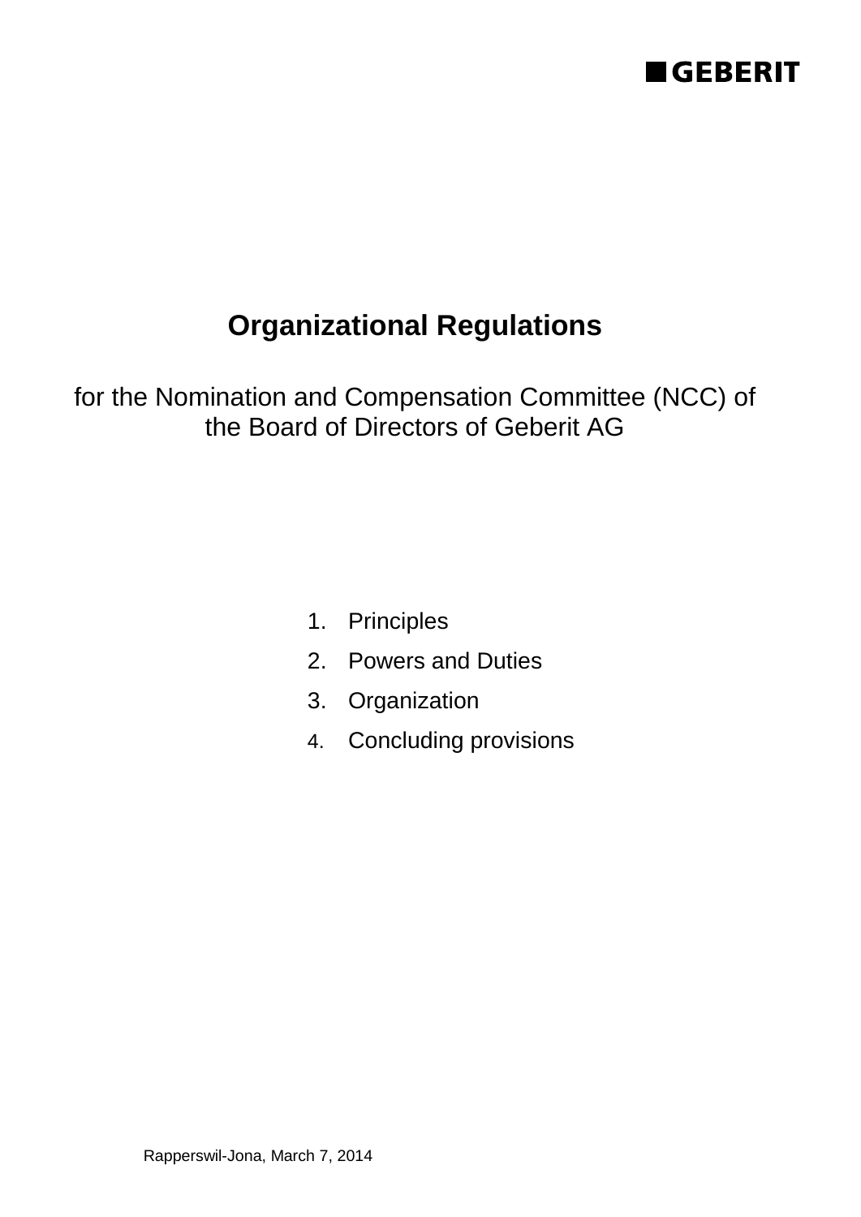GEBERIT

# Organizational Regulations

for the Nomination and Compensation Committee (NCC) of the Board of Directors of Geberit AG

1. Principles
2. Powers and Duties
3. Organization
4. Concluding provisions

Rapperswil-Jona, March 7, 2014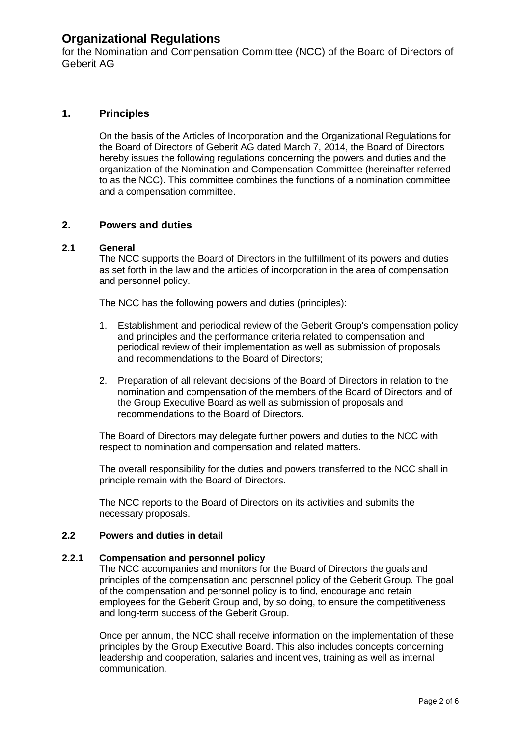# Organizational Regulations

for the Nomination and Compensation Committee (NCC) of the Board of Directors of Geberit AG

## 1. Principles

On the basis of the Articles of Incorporation and the Organizational Regulations for the Board of Directors of Geberit AG dated March 7, 2014, the Board of Directors hereby issues the following regulations concerning the powers and duties and the organization of the Nomination and Compensation Committee (hereinafter referred to as the NCC). This committee combines the functions of a nomination committee and a compensation committee.

## 2. Powers and duties

### 2.1 General

The NCC supports the Board of Directors in the fulfillment of its powers and duties as set forth in the law and the articles of incorporation in the area of compensation and personnel policy.

The NCC has the following powers and duties (principles):

1. Establishment and periodical review of the Geberit Group's compensation policy and principles and the performance criteria related to compensation and periodical review of their implementation as well as submission of proposals and recommendations to the Board of Directors;

2. Preparation of all relevant decisions of the Board of Directors in relation to the nomination and compensation of the members of the Board of Directors and of the Group Executive Board as well as submission of proposals and recommendations to the Board of Directors.

The Board of Directors may delegate further powers and duties to the NCC with respect to nomination and compensation and related matters.

The overall responsibility for the duties and powers transferred to the NCC shall in principle remain with the Board of Directors.

The NCC reports to the Board of Directors on its activities and submits the necessary proposals.

### 2.2 Powers and duties in detail

#### 2.2.1 Compensation and personnel policy

The NCC accompanies and monitors for the Board of Directors the goals and principles of the compensation and personnel policy of the Geberit Group. The goal of the compensation and personnel policy is to find, encourage and retain employees for the Geberit Group and, by so doing, to ensure the competitiveness and long-term success of the Geberit Group.

Once per annum, the NCC shall receive information on the implementation of these principles by the Group Executive Board. This also includes concepts concerning leadership and cooperation, salaries and incentives, training as well as internal communication.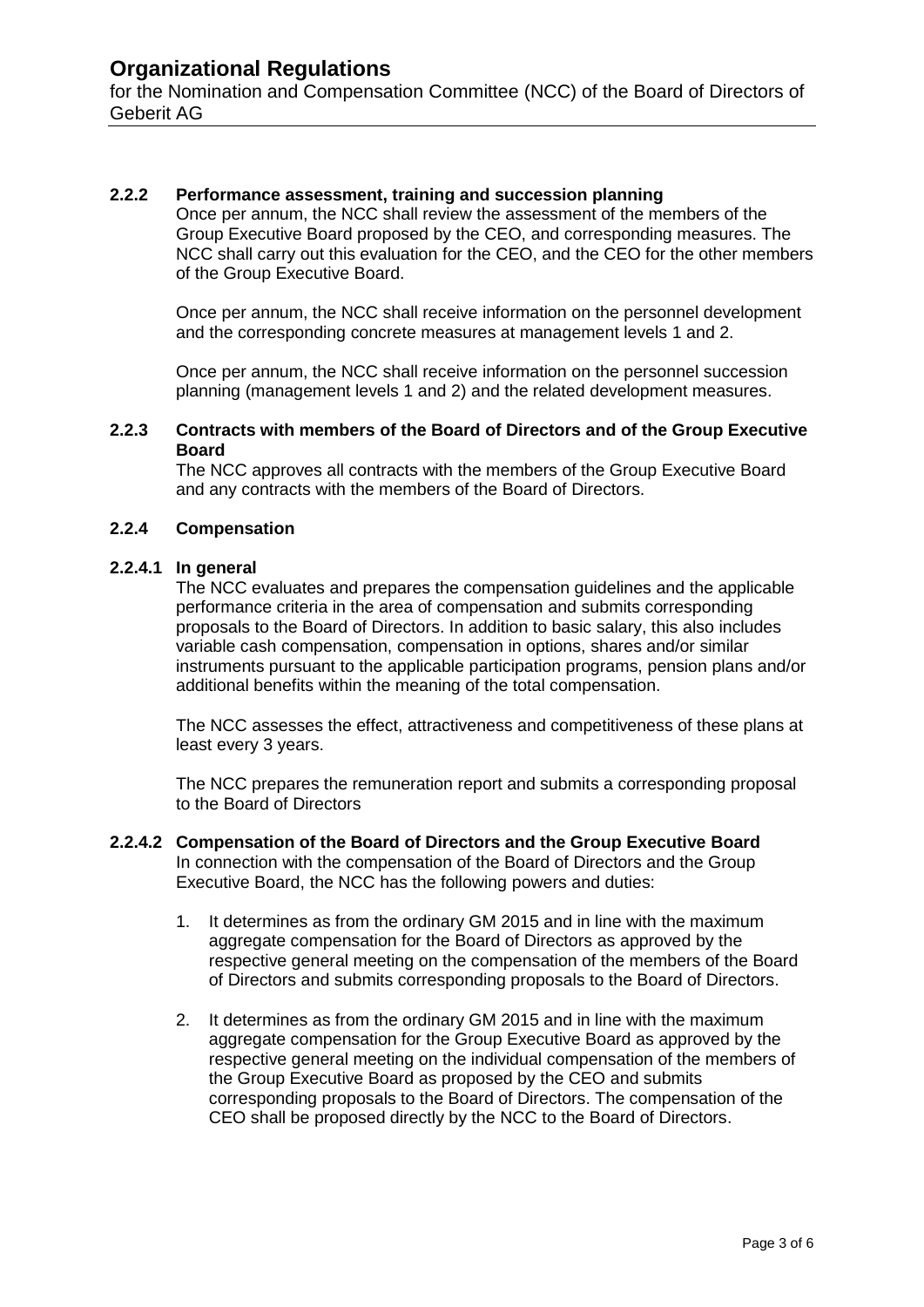### 2.2.2 Performance assessment, training and succession planning

Once per annum, the NCC shall review the assessment of the members of the Group Executive Board proposed by the CEO, and corresponding measures. The NCC shall carry out this evaluation for the CEO, and the CEO for the other members of the Group Executive Board.

Once per annum, the NCC shall receive information on the personnel development and the corresponding concrete measures at management levels 1 and 2.

Once per annum, the NCC shall receive information on the personnel succession planning (management levels 1 and 2) and the related development measures.

### 2.2.3 Contracts with members of the Board of Directors and of the Group Executive Board

The NCC approves all contracts with the members of the Group Executive Board and any contracts with the members of the Board of Directors.

### 2.2.4 Compensation

#### 2.2.4.1 In general

The NCC evaluates and prepares the compensation guidelines and the applicable performance criteria in the area of compensation and submits corresponding proposals to the Board of Directors. In addition to basic salary, this also includes variable cash compensation, compensation in options, shares and/or similar instruments pursuant to the applicable participation programs, pension plans and/or additional benefits within the meaning of the total compensation.

The NCC assesses the effect, attractiveness and competitiveness of these plans at least every 3 years.

The NCC prepares the remuneration report and submits a corresponding proposal to the Board of Directors

#### 2.2.4.2 Compensation of the Board of Directors and the Group Executive Board

In connection with the compensation of the Board of Directors and the Group Executive Board, the NCC has the following powers and duties:

1. It determines as from the ordinary GM 2015 and in line with the maximum aggregate compensation for the Board of Directors as approved by the respective general meeting on the compensation of the members of the Board of Directors and submits corresponding proposals to the Board of Directors.

2. It determines as from the ordinary GM 2015 and in line with the maximum aggregate compensation for the Group Executive Board as approved by the respective general meeting on the individual compensation of the members of the Group Executive Board as proposed by the CEO and submits corresponding proposals to the Board of Directors. The compensation of the CEO shall be proposed directly by the NCC to the Board of Directors.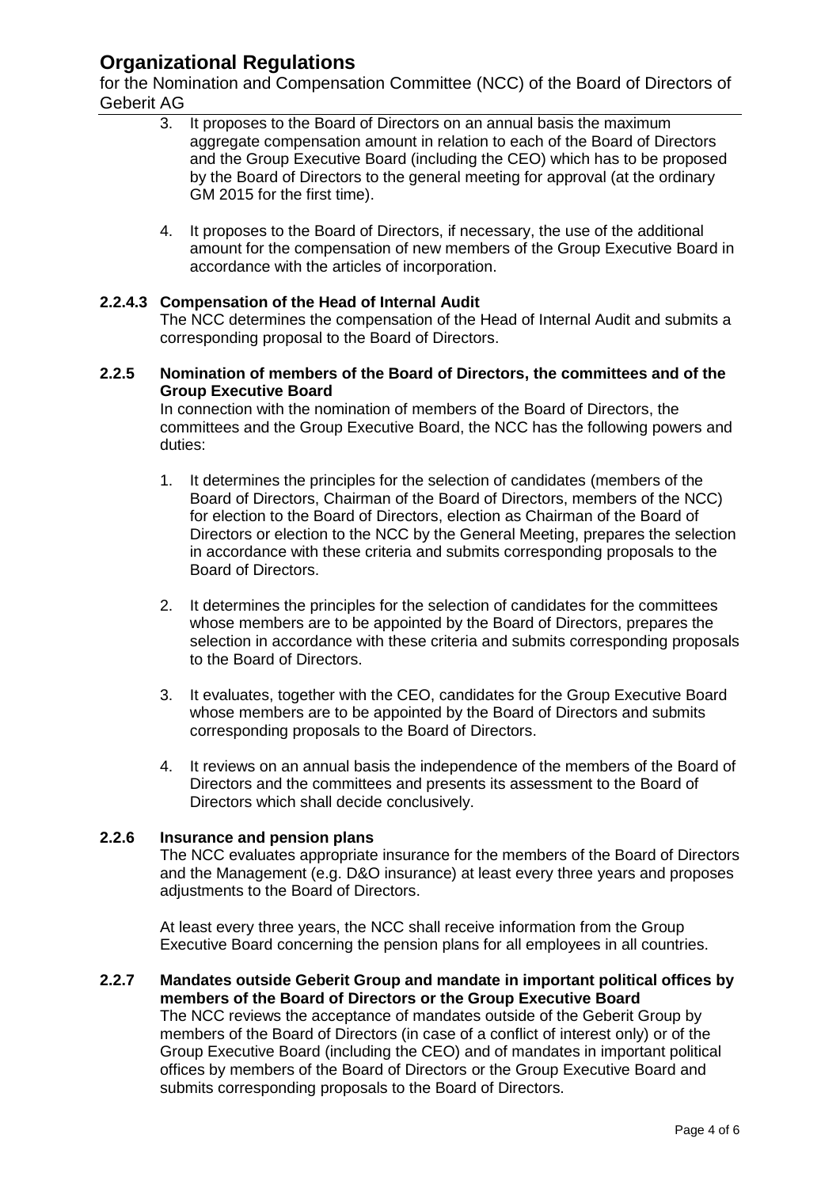3. It proposes to the Board of Directors on an annual basis the maximum aggregate compensation amount in relation to each of the Board of Directors and the Group Executive Board (including the CEO) which has to be proposed by the Board of Directors to the general meeting for approval (at the ordinary GM 2015 for the first time).

4. It proposes to the Board of Directors, if necessary, the use of the additional amount for the compensation of new members of the Group Executive Board in accordance with the articles of incorporation.

#### 2.2.4.3 Compensation of the Head of Internal Audit

The NCC determines the compensation of the Head of Internal Audit and submits a corresponding proposal to the Board of Directors.

### 2.2.5 Nomination of members of the Board of Directors, the committees and of the Group Executive Board

In connection with the nomination of members of the Board of Directors, the committees and the Group Executive Board, the NCC has the following powers and duties:

1. It determines the principles for the selection of candidates (members of the Board of Directors, Chairman of the Board of Directors, members of the NCC) for election to the Board of Directors, election as Chairman of the Board of Directors or election to the NCC by the General Meeting, prepares the selection in accordance with these criteria and submits corresponding proposals to the Board of Directors.

2. It determines the principles for the selection of candidates for the committees whose members are to be appointed by the Board of Directors, prepares the selection in accordance with these criteria and submits corresponding proposals to the Board of Directors.

3. It evaluates, together with the CEO, candidates for the Group Executive Board whose members are to be appointed by the Board of Directors and submits corresponding proposals to the Board of Directors.

4. It reviews on an annual basis the independence of the members of the Board of Directors and the committees and presents its assessment to the Board of Directors which shall decide conclusively.

### 2.2.6 Insurance and pension plans

The NCC evaluates appropriate insurance for the members of the Board of Directors and the Management (e.g. D&O insurance) at least every three years and proposes adjustments to the Board of Directors.

At least every three years, the NCC shall receive information from the Group Executive Board concerning the pension plans for all employees in all countries.

### 2.2.7 Mandates outside Geberit Group and mandate in important political offices by members of the Board of Directors or the Group Executive Board

The NCC reviews the acceptance of mandates outside of the Geberit Group by members of the Board of Directors (in case of a conflict of interest only) or of the Group Executive Board (including the CEO) and of mandates in important political offices by members of the Board of Directors or the Group Executive Board and submits corresponding proposals to the Board of Directors.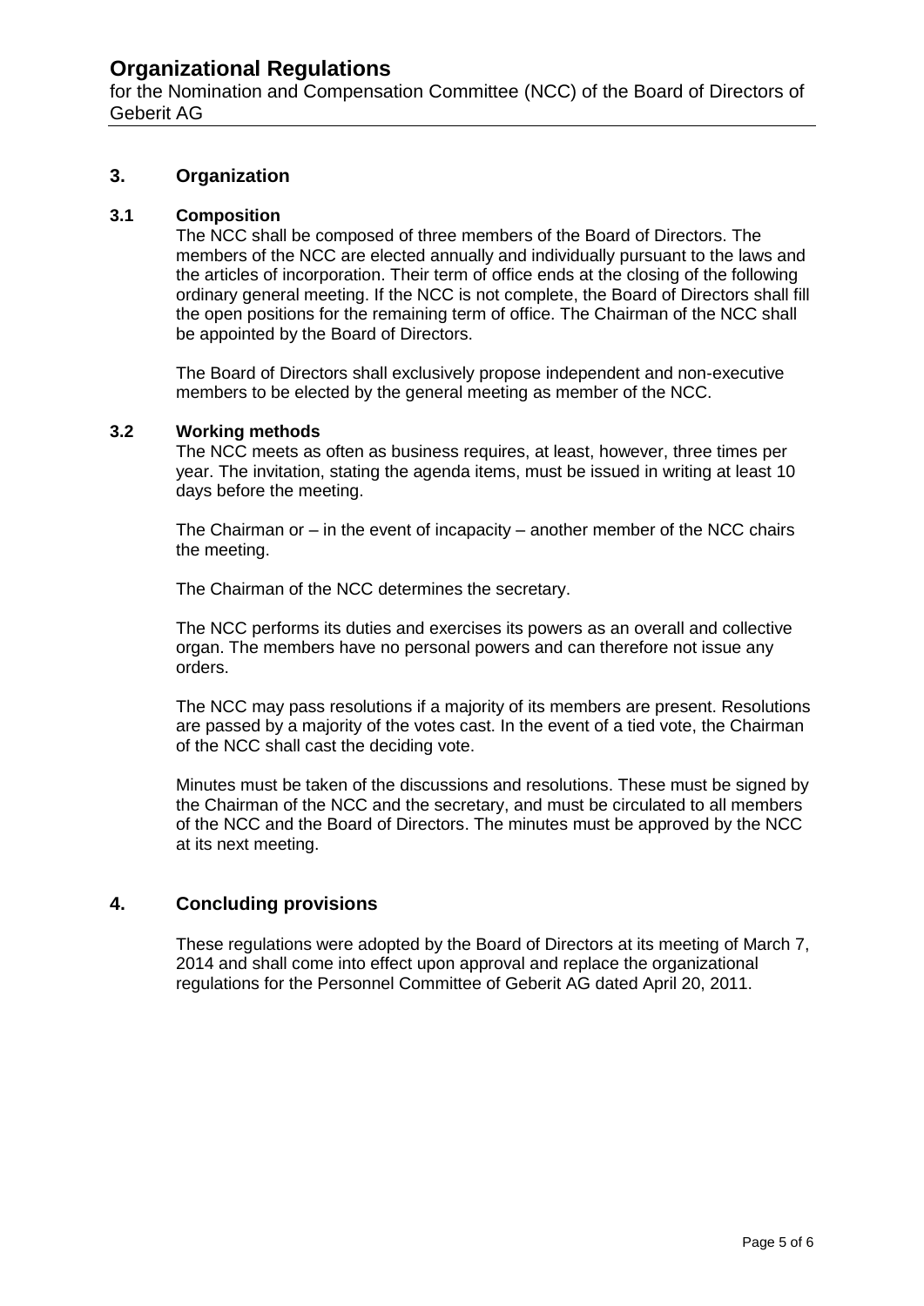## 3. Organization

### 3.1 Composition

The NCC shall be composed of three members of the Board of Directors. The members of the NCC are elected annually and individually pursuant to the laws and the articles of incorporation. Their term of office ends at the closing of the following ordinary general meeting. If the NCC is not complete, the Board of Directors shall fill the open positions for the remaining term of office. The Chairman of the NCC shall be appointed by the Board of Directors.

The Board of Directors shall exclusively propose independent and non-executive members to be elected by the general meeting as member of the NCC.

### 3.2 Working methods

The NCC meets as often as business requires, at least, however, three times per year. The invitation, stating the agenda items, must be issued in writing at least 10 days before the meeting.

The Chairman or – in the event of incapacity – another member of the NCC chairs the meeting.

The Chairman of the NCC determines the secretary.

The NCC performs its duties and exercises its powers as an overall and collective organ. The members have no personal powers and can therefore not issue any orders.

The NCC may pass resolutions if a majority of its members are present. Resolutions are passed by a majority of the votes cast. In the event of a tied vote, the Chairman of the NCC shall cast the deciding vote.

Minutes must be taken of the discussions and resolutions. These must be signed by the Chairman of the NCC and the secretary, and must be circulated to all members of the NCC and the Board of Directors. The minutes must be approved by the NCC at its next meeting.

## 4. Concluding provisions

These regulations were adopted by the Board of Directors at its meeting of March 7, 2014 and shall come into effect upon approval and replace the organizational regulations for the Personnel Committee of Geberit AG dated April 20, 2011.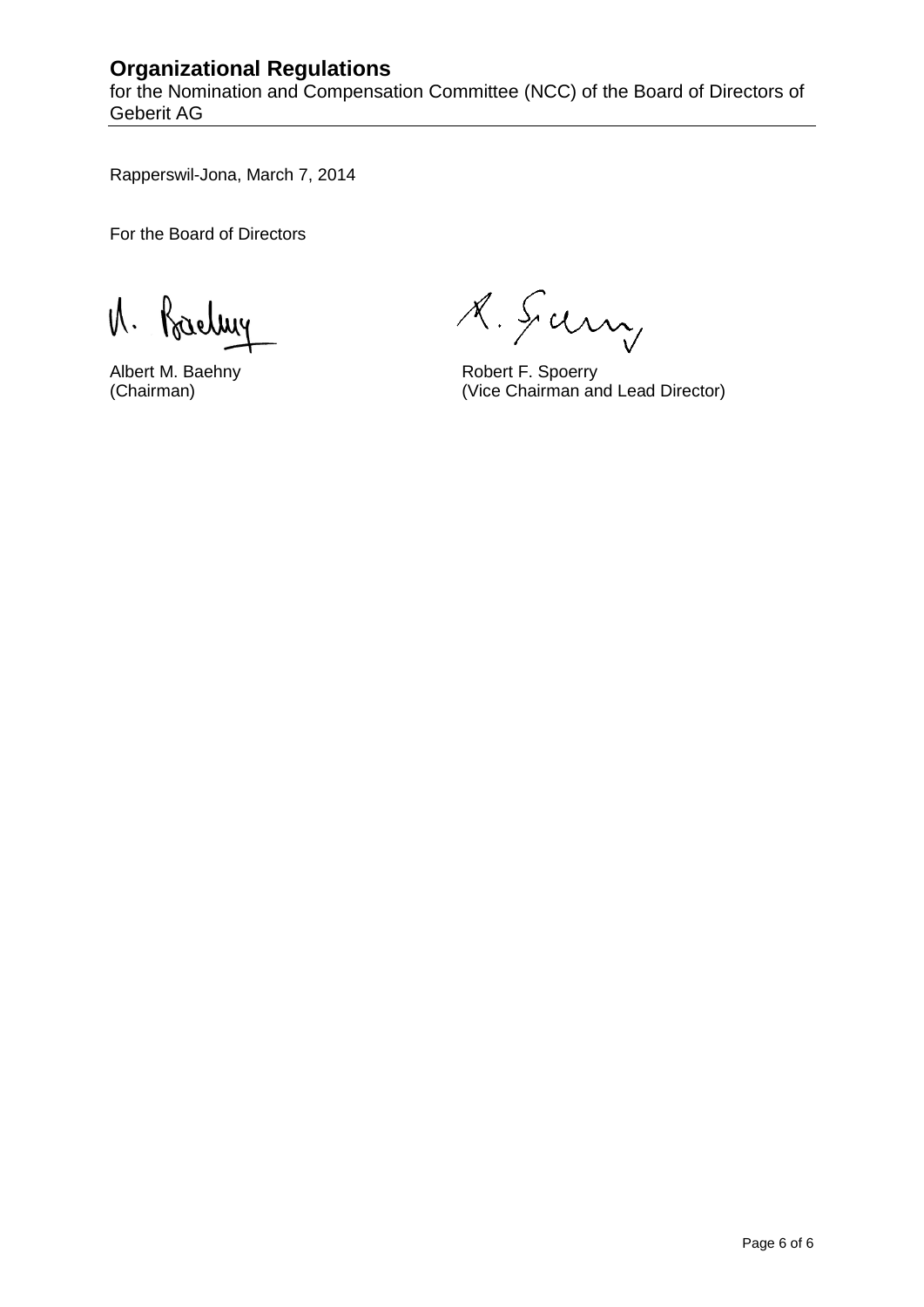Rapperswil-Jona, March 7, 2014

For the Board of Directors

| | |
|---|---|
| Albert M. Baehny | Robert F. Spoerry |
| (Chairman) | (Vice Chairman and Lead Director) |